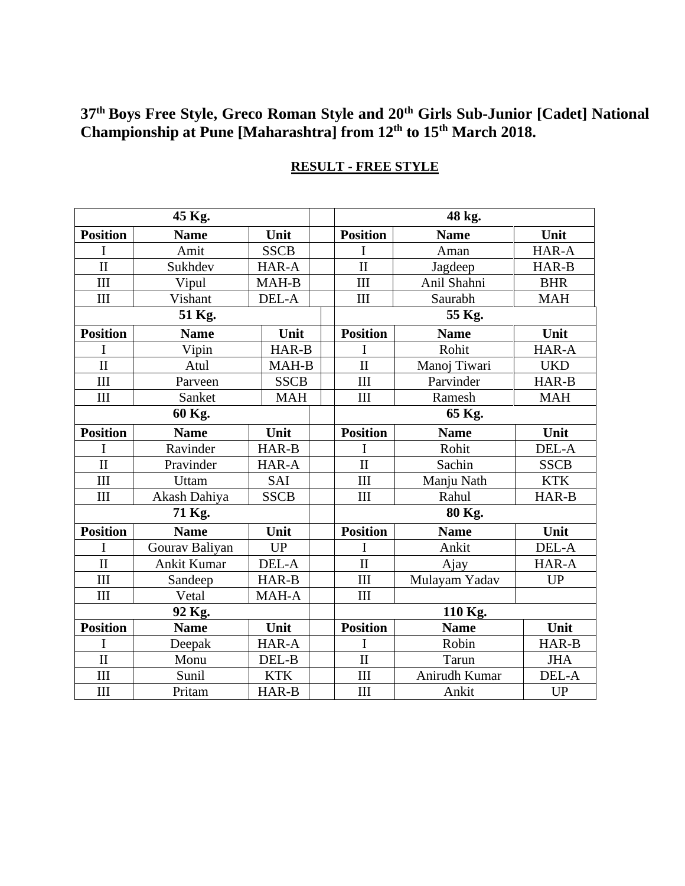**37th Boys Free Style, Greco Roman Style and 20th Girls Sub-Junior [Cadet] National Championship at Pune [Maharashtra] from 12th to 15th March 2018.**

**RESULT - FREE STYLE**

| 45 Kg. | | | | 48 kg. | | |
|---|---|---|---|---|---|---|
| **Position** | **Name** | **Unit** | | **Position** | **Name** | **Unit** |
| I | Amit | SSCB | | I | Aman | HAR-A |
| II | Sukhdev | HAR-A | | II | Jagdeep | HAR-B |
| III | Vipul | MAH-B | | III | Anil Shahni | BHR |
| III | Vishant | DEL-A | | III | Saurabh | MAH |
| **51 Kg.** | | | | **55 Kg.** | | |
| **Position** | **Name** | **Unit** | | **Position** | **Name** | **Unit** |
| I | Vipin | HAR-B | | I | Rohit | HAR-A |
| II | Atul | MAH-B | | II | Manoj Tiwari | UKD |
| III | Parveen | SSCB | | III | Parvinder | HAR-B |
| III | Sanket | MAH | | III | Ramesh | MAH |
| **60 Kg.** | | | | **65 Kg.** | | |
| **Position** | **Name** | **Unit** | | **Position** | **Name** | **Unit** |
| I | Ravinder | HAR-B | | I | Rohit | DEL-A |
| II | Pravinder | HAR-A | | II | Sachin | SSCB |
| III | Uttam | SAI | | III | Manju Nath | KTK |
| III | Akash Dahiya | SSCB | | III | Rahul | HAR-B |
| **71 Kg.** | | | | **80 Kg.** | | |
| **Position** | **Name** | **Unit** | | **Position** | **Name** | **Unit** |
| I | Gourav Baliyan | UP | | I | Ankit | DEL-A |
| II | Ankit Kumar | DEL-A | | II | Ajay | HAR-A |
| III | Sandeep | HAR-B | | III | Mulayam Yadav | UP |
| III | Vetal | MAH-A | | III | | |
| **92 Kg.** | | | | **110 Kg.** | | |
| **Position** | **Name** | **Unit** | | **Position** | **Name** | **Unit** |
| I | Deepak | HAR-A | | I | Robin | HAR-B |
| II | Monu | DEL-B | | II | Tarun | JHA |
| III | Sunil | KTK | | III | Anirudh Kumar | DEL-A |
| III | Pritam | HAR-B | | III | Ankit | UP |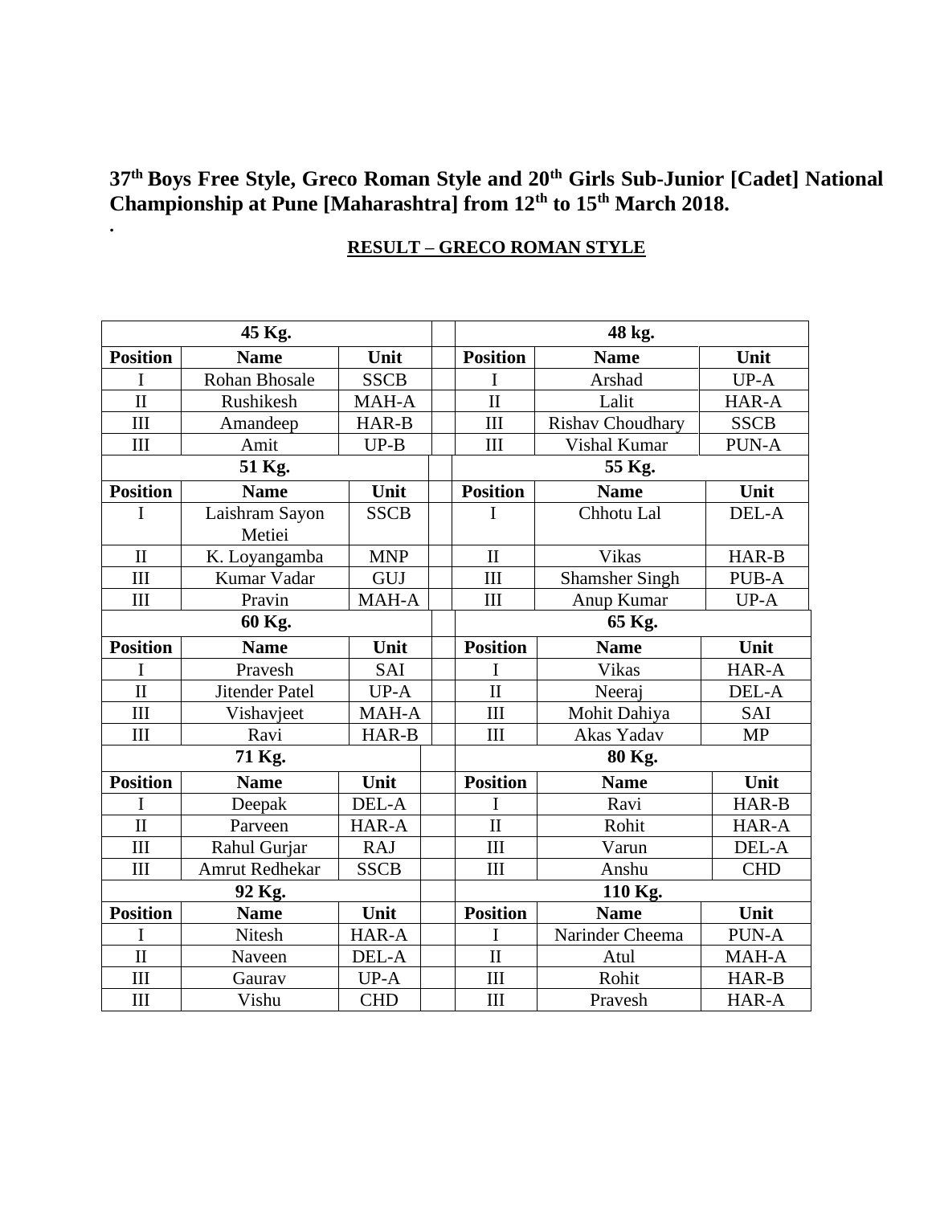**37th Boys Free Style, Greco Roman Style and 20th Girls Sub-Junior [Cadet] National Championship at Pune [Maharashtra] from 12th to 15th March 2018.**

.

**RESULT – GRECO ROMAN STYLE**

| 45 Kg. | | | | 48 kg. | | |
|---|---|---|---|---|---|---|
| **Position** | **Name** | **Unit** | | **Position** | **Name** | **Unit** |
| I | Rohan Bhosale | SSCB | | I | Arshad | UP-A |
| II | Rushikesh | MAH-A | | II | Lalit | HAR-A |
| III | Amandeep | HAR-B | | III | Rishav Choudhary | SSCB |
| III | Amit | UP-B | | III | Vishal Kumar | PUN-A |
| **51 Kg.** | | | | **55 Kg.** | | |
| **Position** | **Name** | **Unit** | | **Position** | **Name** | **Unit** |
| I | Laishram Sayon Metiei | SSCB | | I | Chhotu Lal | DEL-A |
| II | K. Loyangamba | MNP | | II | Vikas | HAR-B |
| III | Kumar Vadar | GUJ | | III | Shamsher Singh | PUB-A |
| III | Pravin | MAH-A | | III | Anup Kumar | UP-A |
| **60 Kg.** | | | | **65 Kg.** | | |
| **Position** | **Name** | **Unit** | | **Position** | **Name** | **Unit** |
| I | Pravesh | SAI | | I | Vikas | HAR-A |
| II | Jitender Patel | UP-A | | II | Neeraj | DEL-A |
| III | Vishavjeet | MAH-A | | III | Mohit Dahiya | SAI |
| III | Ravi | HAR-B | | III | Akas Yadav | MP |
| **71 Kg.** | | | | **80 Kg.** | | |
| **Position** | **Name** | **Unit** | | **Position** | **Name** | **Unit** |
| I | Deepak | DEL-A | | I | Ravi | HAR-B |
| II | Parveen | HAR-A | | II | Rohit | HAR-A |
| III | Rahul Gurjar | RAJ | | III | Varun | DEL-A |
| III | Amrut Redhekar | SSCB | | III | Anshu | CHD |
| **92 Kg.** | | | | **110 Kg.** | | |
| **Position** | **Name** | **Unit** | | **Position** | **Name** | **Unit** |
| I | Nitesh | HAR-A | | I | Narinder Cheema | PUN-A |
| II | Naveen | DEL-A | | II | Atul | MAH-A |
| III | Gaurav | UP-A | | III | Rohit | HAR-B |
| III | Vishu | CHD | | III | Pravesh | HAR-A |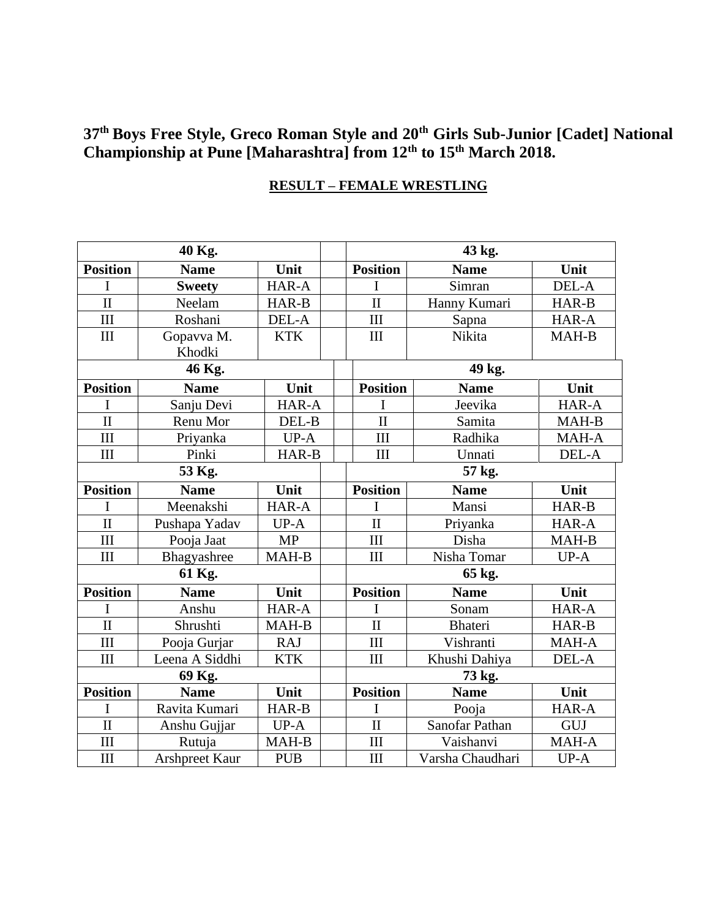**37th Boys Free Style, Greco Roman Style and 20th Girls Sub-Junior [Cadet] National Championship at Pune [Maharashtra] from 12th to 15th March 2018.**

**RESULT – FEMALE WRESTLING**

| 40 Kg. | | | | 43 kg. | | |
|---|---|---|---|---|---|---|
| **Position** | **Name** | **Unit** | | **Position** | **Name** | **Unit** |
| I | **Sweety** | HAR-A | | I | Simran | DEL-A |
| II | Neelam | HAR-B | | II | Hanny Kumari | HAR-B |
| III | Roshani | DEL-A | | III | Sapna | HAR-A |
| III | Gopavva M. Khodki | KTK | | III | Nikita | MAH-B |
| **46 Kg.** | | | | **49 kg.** | | |
| **Position** | **Name** | **Unit** | | **Position** | **Name** | **Unit** |
| I | Sanju Devi | HAR-A | | I | Jeevika | HAR-A |
| II | Renu Mor | DEL-B | | II | Samita | MAH-B |
| III | Priyanka | UP-A | | III | Radhika | MAH-A |
| III | Pinki | HAR-B | | III | Unnati | DEL-A |
| **53 Kg.** | | | | **57 kg.** | | |
| **Position** | **Name** | **Unit** | | **Position** | **Name** | **Unit** |
| I | Meenakshi | HAR-A | | I | Mansi | HAR-B |
| II | Pushapa Yadav | UP-A | | II | Priyanka | HAR-A |
| III | Pooja Jaat | MP | | III | Disha | MAH-B |
| III | Bhagyashree | MAH-B | | III | Nisha Tomar | UP-A |
| **61 Kg.** | | | | **65 kg.** | | |
| **Position** | **Name** | **Unit** | | **Position** | **Name** | **Unit** |
| I | Anshu | HAR-A | | I | Sonam | HAR-A |
| II | Shrushti | MAH-B | | II | Bhateri | HAR-B |
| III | Pooja Gurjar | RAJ | | III | Vishranti | MAH-A |
| III | Leena A Siddhi | KTK | | III | Khushi Dahiya | DEL-A |
| **69 Kg.** | | | | **73 kg.** | | |
| **Position** | **Name** | **Unit** | | **Position** | **Name** | **Unit** |
| I | Ravita Kumari | HAR-B | | I | Pooja | HAR-A |
| II | Anshu Gujjar | UP-A | | II | Sanofar Pathan | GUJ |
| III | Rutuja | MAH-B | | III | Vaishanvi | MAH-A |
| III | Arshpreet Kaur | PUB | | III | Varsha Chaudhari | UP-A |